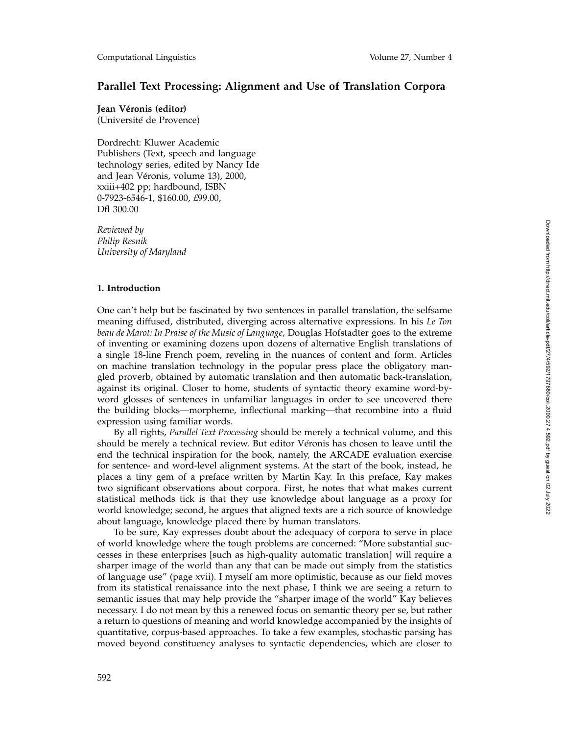# Parallel Text Processing: Alignment and Use of Translation Corpora

**Jean Véronis (editor)**
(Université de Provence)

Dordrecht: Kluwer Academic Publishers (Text, speech and language technology series, edited by Nancy Ide and Jean Véronis, volume 13), 2000, xxiii+402 pp; hardbound, ISBN 0-7923-6546-1, $160.00, £99.00, Dfl 300.00

*Reviewed by*
*Philip Resnik*
*University of Maryland*

## 1. Introduction

One can't help but be fascinated by two sentences in parallel translation, the selfsame meaning diffused, distributed, diverging across alternative expressions. In his *Le Ton beau de Marot: In Praise of the Music of Language*, Douglas Hofstadter goes to the extreme of inventing or examining dozens upon dozens of alternative English translations of a single 18-line French poem, reveling in the nuances of content and form. Articles on machine translation technology in the popular press place the obligatory mangled proverb, obtained by automatic translation and then automatic back-translation, against its original. Closer to home, students of syntactic theory examine word-by-word glosses of sentences in unfamiliar languages in order to see uncovered there the building blocks—morpheme, inflectional marking—that recombine into a fluid expression using familiar words.

By all rights, *Parallel Text Processing* should be merely a technical volume, and this should be merely a technical review. But editor Véronis has chosen to leave until the end the technical inspiration for the book, namely, the ARCADE evaluation exercise for sentence- and word-level alignment systems. At the start of the book, instead, he places a tiny gem of a preface written by Martin Kay. In this preface, Kay makes two significant observations about corpora. First, he notes that what makes current statistical methods tick is that they use knowledge about language as a proxy for world knowledge; second, he argues that aligned texts are a rich source of knowledge about language, knowledge placed there by human translators.

To be sure, Kay expresses doubt about the adequacy of corpora to serve in place of world knowledge where the tough problems are concerned: "More substantial successes in these enterprises [such as high-quality automatic translation] will require a sharper image of the world than any that can be made out simply from the statistics of language use" (page xvii). I myself am more optimistic, because as our field moves from its statistical renaissance into the next phase, I think we are seeing a return to semantic issues that may help provide the "sharper image of the world" Kay believes necessary. I do not mean by this a renewed focus on semantic theory per se, but rather a return to questions of meaning and world knowledge accompanied by the insights of quantitative, corpus-based approaches. To take a few examples, stochastic parsing has moved beyond constituency analyses to syntactic dependencies, which are closer to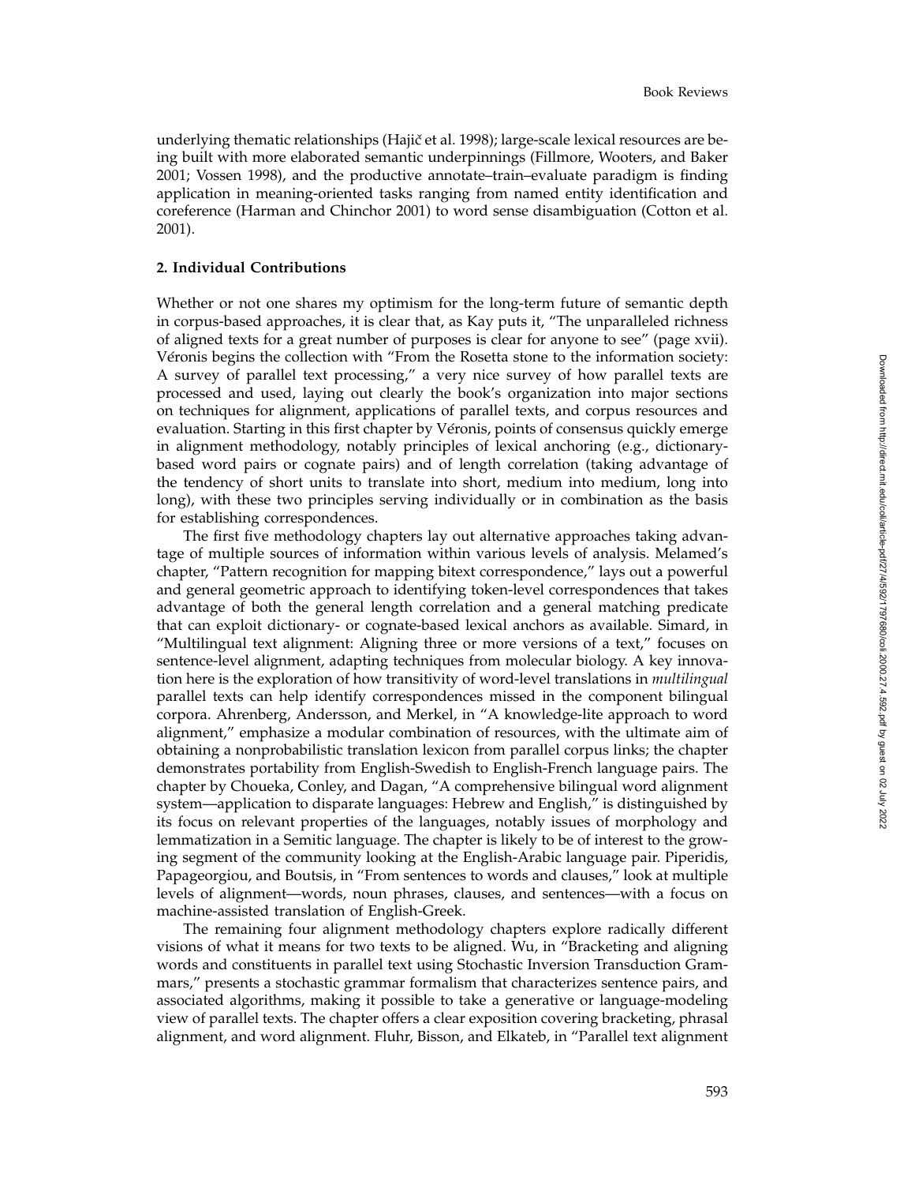underlying thematic relationships (Hajič et al. 1998); large-scale lexical resources are being built with more elaborated semantic underpinnings (Fillmore, Wooters, and Baker 2001; Vossen 1998), and the productive annotate–train–evaluate paradigm is finding application in meaning-oriented tasks ranging from named entity identification and coreference (Harman and Chinchor 2001) to word sense disambiguation (Cotton et al. 2001).

## 2. Individual Contributions

Whether or not one shares my optimism for the long-term future of semantic depth in corpus-based approaches, it is clear that, as Kay puts it, "The unparalleled richness of aligned texts for a great number of purposes is clear for anyone to see" (page xvii). Véronis begins the collection with "From the Rosetta stone to the information society: A survey of parallel text processing," a very nice survey of how parallel texts are processed and used, laying out clearly the book's organization into major sections on techniques for alignment, applications of parallel texts, and corpus resources and evaluation. Starting in this first chapter by Véronis, points of consensus quickly emerge in alignment methodology, notably principles of lexical anchoring (e.g., dictionary-based word pairs or cognate pairs) and of length correlation (taking advantage of the tendency of short units to translate into short, medium into medium, long into long), with these two principles serving individually or in combination as the basis for establishing correspondences.

The first five methodology chapters lay out alternative approaches taking advantage of multiple sources of information within various levels of analysis. Melamed's chapter, "Pattern recognition for mapping bitext correspondence," lays out a powerful and general geometric approach to identifying token-level correspondences that takes advantage of both the general length correlation and a general matching predicate that can exploit dictionary- or cognate-based lexical anchors as available. Simard, in "Multilingual text alignment: Aligning three or more versions of a text," focuses on sentence-level alignment, adapting techniques from molecular biology. A key innovation here is the exploration of how transitivity of word-level translations in *multilingual* parallel texts can help identify correspondences missed in the component bilingual corpora. Ahrenberg, Andersson, and Merkel, in "A knowledge-lite approach to word alignment," emphasize a modular combination of resources, with the ultimate aim of obtaining a nonprobabilistic translation lexicon from parallel corpus links; the chapter demonstrates portability from English-Swedish to English-French language pairs. The chapter by Choueka, Conley, and Dagan, "A comprehensive bilingual word alignment system—application to disparate languages: Hebrew and English," is distinguished by its focus on relevant properties of the languages, notably issues of morphology and lemmatization in a Semitic language. The chapter is likely to be of interest to the growing segment of the community looking at the English-Arabic language pair. Piperidis, Papageorgiou, and Boutsis, in "From sentences to words and clauses," look at multiple levels of alignment—words, noun phrases, clauses, and sentences—with a focus on machine-assisted translation of English-Greek.

The remaining four alignment methodology chapters explore radically different visions of what it means for two texts to be aligned. Wu, in "Bracketing and aligning words and constituents in parallel text using Stochastic Inversion Transduction Grammars," presents a stochastic grammar formalism that characterizes sentence pairs, and associated algorithms, making it possible to take a generative or language-modeling view of parallel texts. The chapter offers a clear exposition covering bracketing, phrasal alignment, and word alignment. Fluhr, Bisson, and Elkateb, in "Parallel text alignment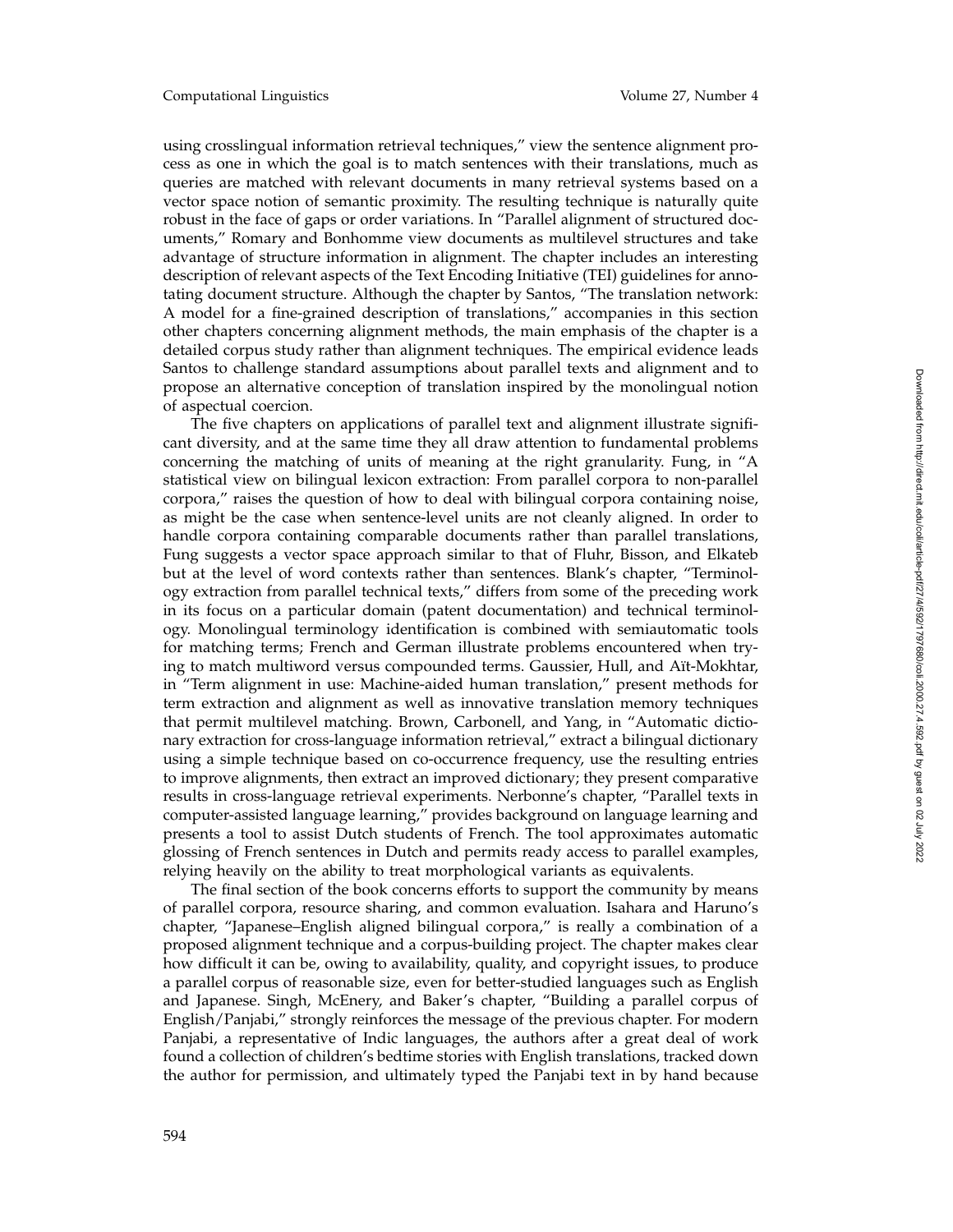using crosslingual information retrieval techniques," view the sentence alignment process as one in which the goal is to match sentences with their translations, much as queries are matched with relevant documents in many retrieval systems based on a vector space notion of semantic proximity. The resulting technique is naturally quite robust in the face of gaps or order variations. In "Parallel alignment of structured documents," Romary and Bonhomme view documents as multilevel structures and take advantage of structure information in alignment. The chapter includes an interesting description of relevant aspects of the Text Encoding Initiative (TEI) guidelines for annotating document structure. Although the chapter by Santos, "The translation network: A model for a fine-grained description of translations," accompanies in this section other chapters concerning alignment methods, the main emphasis of the chapter is a detailed corpus study rather than alignment techniques. The empirical evidence leads Santos to challenge standard assumptions about parallel texts and alignment and to propose an alternative conception of translation inspired by the monolingual notion of aspectual coercion.

The five chapters on applications of parallel text and alignment illustrate significant diversity, and at the same time they all draw attention to fundamental problems concerning the matching of units of meaning at the right granularity. Fung, in "A statistical view on bilingual lexicon extraction: From parallel corpora to non-parallel corpora," raises the question of how to deal with bilingual corpora containing noise, as might be the case when sentence-level units are not cleanly aligned. In order to handle corpora containing comparable documents rather than parallel translations, Fung suggests a vector space approach similar to that of Fluhr, Bisson, and Elkateb but at the level of word contexts rather than sentences. Blank's chapter, "Terminology extraction from parallel technical texts," differs from some of the preceding work in its focus on a particular domain (patent documentation) and technical terminology. Monolingual terminology identification is combined with semiautomatic tools for matching terms; French and German illustrate problems encountered when trying to match multiword versus compounded terms. Gaussier, Hull, and Aït-Mokhtar, in "Term alignment in use: Machine-aided human translation," present methods for term extraction and alignment as well as innovative translation memory techniques that permit multilevel matching. Brown, Carbonell, and Yang, in "Automatic dictionary extraction for cross-language information retrieval," extract a bilingual dictionary using a simple technique based on co-occurrence frequency, use the resulting entries to improve alignments, then extract an improved dictionary; they present comparative results in cross-language retrieval experiments. Nerbonne's chapter, "Parallel texts in computer-assisted language learning," provides background on language learning and presents a tool to assist Dutch students of French. The tool approximates automatic glossing of French sentences in Dutch and permits ready access to parallel examples, relying heavily on the ability to treat morphological variants as equivalents.

The final section of the book concerns efforts to support the community by means of parallel corpora, resource sharing, and common evaluation. Isahara and Haruno's chapter, "Japanese–English aligned bilingual corpora," is really a combination of a proposed alignment technique and a corpus-building project. The chapter makes clear how difficult it can be, owing to availability, quality, and copyright issues, to produce a parallel corpus of reasonable size, even for better-studied languages such as English and Japanese. Singh, McEnery, and Baker's chapter, "Building a parallel corpus of English/Panjabi," strongly reinforces the message of the previous chapter. For modern Panjabi, a representative of Indic languages, the authors after a great deal of work found a collection of children's bedtime stories with English translations, tracked down the author for permission, and ultimately typed the Panjabi text in by hand because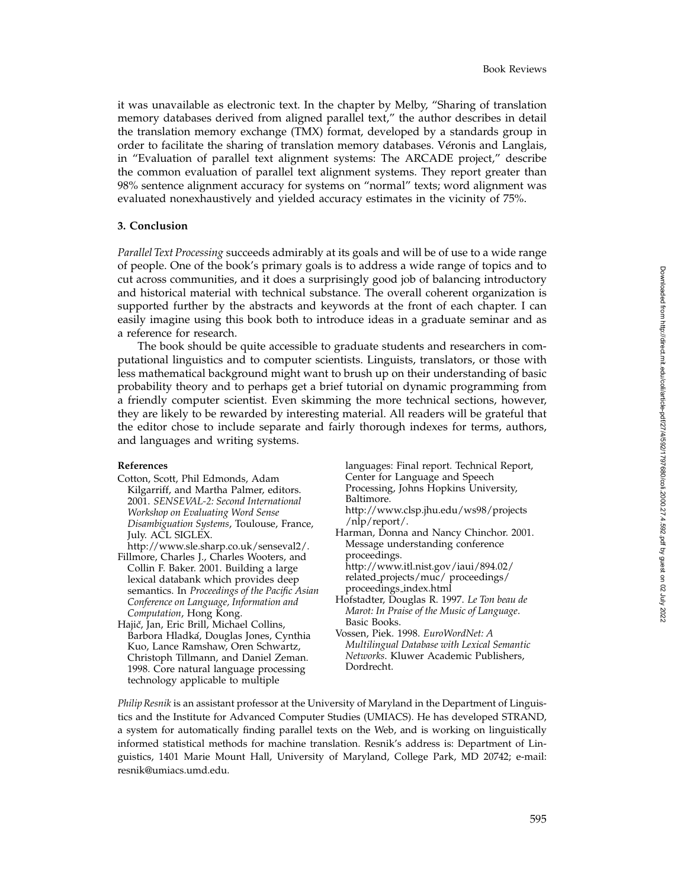it was unavailable as electronic text. In the chapter by Melby, "Sharing of translation memory databases derived from aligned parallel text," the author describes in detail the translation memory exchange (TMX) format, developed by a standards group in order to facilitate the sharing of translation memory databases. Véronis and Langlais, in "Evaluation of parallel text alignment systems: The ARCADE project," describe the common evaluation of parallel text alignment systems. They report greater than 98% sentence alignment accuracy for systems on "normal" texts; word alignment was evaluated nonexhaustively and yielded accuracy estimates in the vicinity of 75%.

## 3. Conclusion

*Parallel Text Processing* succeeds admirably at its goals and will be of use to a wide range of people. One of the book's primary goals is to address a wide range of topics and to cut across communities, and it does a surprisingly good job of balancing introductory and historical material with technical substance. The overall coherent organization is supported further by the abstracts and keywords at the front of each chapter. I can easily imagine using this book both to introduce ideas in a graduate seminar and as a reference for research.

The book should be quite accessible to graduate students and researchers in computational linguistics and to computer scientists. Linguists, translators, or those with less mathematical background might want to brush up on their understanding of basic probability theory and to perhaps get a brief tutorial on dynamic programming from a friendly computer scientist. Even skimming the more technical sections, however, they are likely to be rewarded by interesting material. All readers will be grateful that the editor chose to include separate and fairly thorough indexes for terms, authors, and languages and writing systems.

### References

Cotton, Scott, Phil Edmonds, Adam Kilgarriff, and Martha Palmer, editors. 2001. *SENSEVAL-2: Second International Workshop on Evaluating Word Sense Disambiguation Systems*, Toulouse, France, July. ACL SIGLEX. http://www.sle.sharp.co.uk/senseval2/.

Fillmore, Charles J., Charles Wooters, and Collin F. Baker. 2001. Building a large lexical databank which provides deep semantics. In *Proceedings of the Pacific Asian Conference on Language, Information and Computation*, Hong Kong.

Hajič, Jan, Eric Brill, Michael Collins, Barbora Hladká, Douglas Jones, Cynthia Kuo, Lance Ramshaw, Oren Schwartz, Christoph Tillmann, and Daniel Zeman. 1998. Core natural language processing technology applicable to multiple languages: Final report. Technical Report, Center for Language and Speech Processing, Johns Hopkins University, Baltimore. http://www.clsp.jhu.edu/ws98/projects/nlp/report/.

Harman, Donna and Nancy Chinchor. 2001. Message understanding conference proceedings. http://www.itl.nist.gov/iaui/894.02/related_projects/muc/ proceedings/proceedings_index.html

Hofstadter, Douglas R. 1997. *Le Ton beau de Marot: In Praise of the Music of Language*. Basic Books.

Vossen, Piek. 1998. *EuroWordNet: A Multilingual Database with Lexical Semantic Networks*. Kluwer Academic Publishers, Dordrecht.

*Philip Resnik* is an assistant professor at the University of Maryland in the Department of Linguistics and the Institute for Advanced Computer Studies (UMIACS). He has developed STRAND, a system for automatically finding parallel texts on the Web, and is working on linguistically informed statistical methods for machine translation. Resnik's address is: Department of Linguistics, 1401 Marie Mount Hall, University of Maryland, College Park, MD 20742; e-mail: resnik@umiacs.umd.edu.